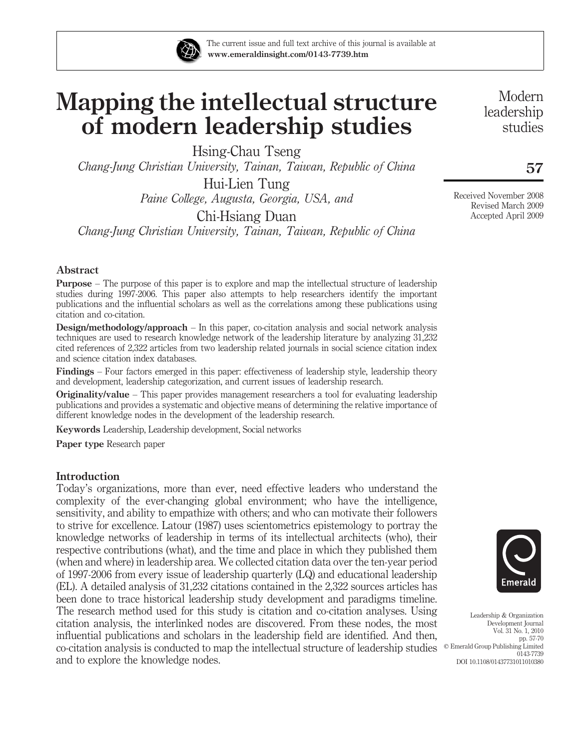# Mapping the intellectual structure of modern leadership studies

Hsing-Chau Tseng

*Chang-Jung Christian University, Tainan, Taiwan, Republic of China*

Hui-Lien Tung

*Paine College, Augusta, Georgia, USA, and*

Chi-Hsiang Duan

*Chang-Jung Christian University, Tainan, Taiwan, Republic of China*

Received November 2008
Revised March 2009
Accepted April 2009

## Abstract

**Purpose** – The purpose of this paper is to explore and map the intellectual structure of leadership studies during 1997-2006. This paper also attempts to help researchers identify the important publications and the influential scholars as well as the correlations among these publications using citation and co-citation.

**Design/methodology/approach** – In this paper, co-citation analysis and social network analysis techniques are used to research knowledge network of the leadership literature by analyzing 31,232 cited references of 2,322 articles from two leadership related journals in social science citation index and science citation index databases.

**Findings** – Four factors emerged in this paper: effectiveness of leadership style, leadership theory and development, leadership categorization, and current issues of leadership research.

**Originality/value** – This paper provides management researchers a tool for evaluating leadership publications and provides a systematic and objective means of determining the relative importance of different knowledge nodes in the development of the leadership research.

**Keywords** Leadership, Leadership development, Social networks

**Paper type** Research paper

## Introduction

Today's organizations, more than ever, need effective leaders who understand the complexity of the ever-changing global environment; who have the intelligence, sensitivity, and ability to empathize with others; and who can motivate their followers to strive for excellence. Latour (1987) uses scientometrics epistemology to portray the knowledge networks of leadership in terms of its intellectual architects (who), their respective contributions (what), and the time and place in which they published them (when and where) in leadership area. We collected citation data over the ten-year period of 1997-2006 from every issue of leadership quarterly (LQ) and educational leadership (EL). A detailed analysis of 31,232 citations contained in the 2,322 sources articles has been done to trace historical leadership study development and paradigms timeline. The research method used for this study is citation and co-citation analyses. Using citation analysis, the interlinked nodes are discovered. From these nodes, the most influential publications and scholars in the leadership field are identified. And then, co-citation analysis is conducted to map the intellectual structure of leadership studies and to explore the knowledge nodes.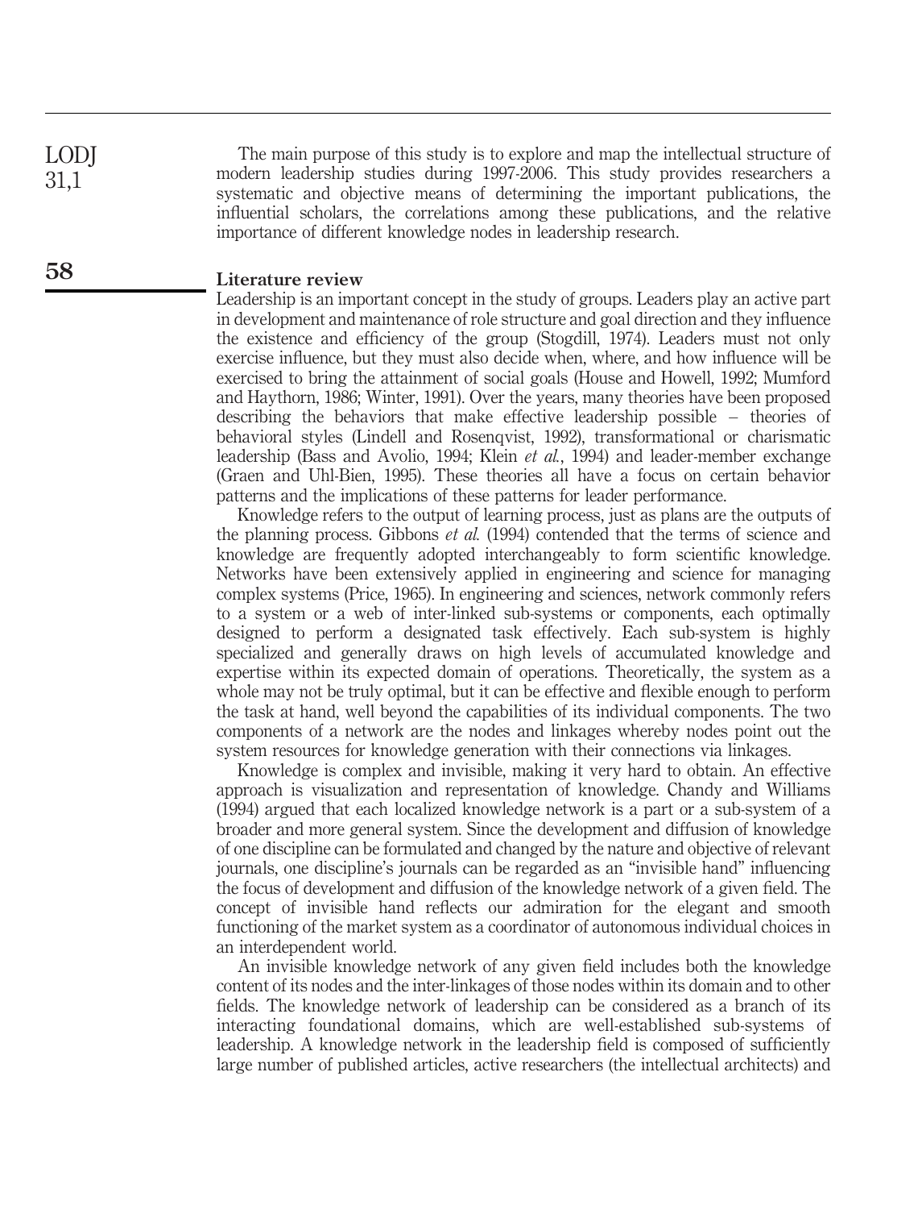The main purpose of this study is to explore and map the intellectual structure of modern leadership studies during 1997-2006. This study provides researchers a systematic and objective means of determining the important publications, the influential scholars, the correlations among these publications, and the relative importance of different knowledge nodes in leadership research.

## Literature review

Leadership is an important concept in the study of groups. Leaders play an active part in development and maintenance of role structure and goal direction and they influence the existence and efficiency of the group (Stogdill, 1974). Leaders must not only exercise influence, but they must also decide when, where, and how influence will be exercised to bring the attainment of social goals (House and Howell, 1992; Mumford and Haythorn, 1986; Winter, 1991). Over the years, many theories have been proposed describing the behaviors that make effective leadership possible – theories of behavioral styles (Lindell and Rosenqvist, 1992), transformational or charismatic leadership (Bass and Avolio, 1994; Klein *et al.*, 1994) and leader-member exchange (Graen and Uhl-Bien, 1995). These theories all have a focus on certain behavior patterns and the implications of these patterns for leader performance.

Knowledge refers to the output of learning process, just as plans are the outputs of the planning process. Gibbons *et al.* (1994) contended that the terms of science and knowledge are frequently adopted interchangeably to form scientific knowledge. Networks have been extensively applied in engineering and science for managing complex systems (Price, 1965). In engineering and sciences, network commonly refers to a system or a web of inter-linked sub-systems or components, each optimally designed to perform a designated task effectively. Each sub-system is highly specialized and generally draws on high levels of accumulated knowledge and expertise within its expected domain of operations. Theoretically, the system as a whole may not be truly optimal, but it can be effective and flexible enough to perform the task at hand, well beyond the capabilities of its individual components. The two components of a network are the nodes and linkages whereby nodes point out the system resources for knowledge generation with their connections via linkages.

Knowledge is complex and invisible, making it very hard to obtain. An effective approach is visualization and representation of knowledge. Chandy and Williams (1994) argued that each localized knowledge network is a part or a sub-system of a broader and more general system. Since the development and diffusion of knowledge of one discipline can be formulated and changed by the nature and objective of relevant journals, one discipline's journals can be regarded as an "invisible hand" influencing the focus of development and diffusion of the knowledge network of a given field. The concept of invisible hand reflects our admiration for the elegant and smooth functioning of the market system as a coordinator of autonomous individual choices in an interdependent world.

An invisible knowledge network of any given field includes both the knowledge content of its nodes and the inter-linkages of those nodes within its domain and to other fields. The knowledge network of leadership can be considered as a branch of its interacting foundational domains, which are well-established sub-systems of leadership. A knowledge network in the leadership field is composed of sufficiently large number of published articles, active researchers (the intellectual architects) and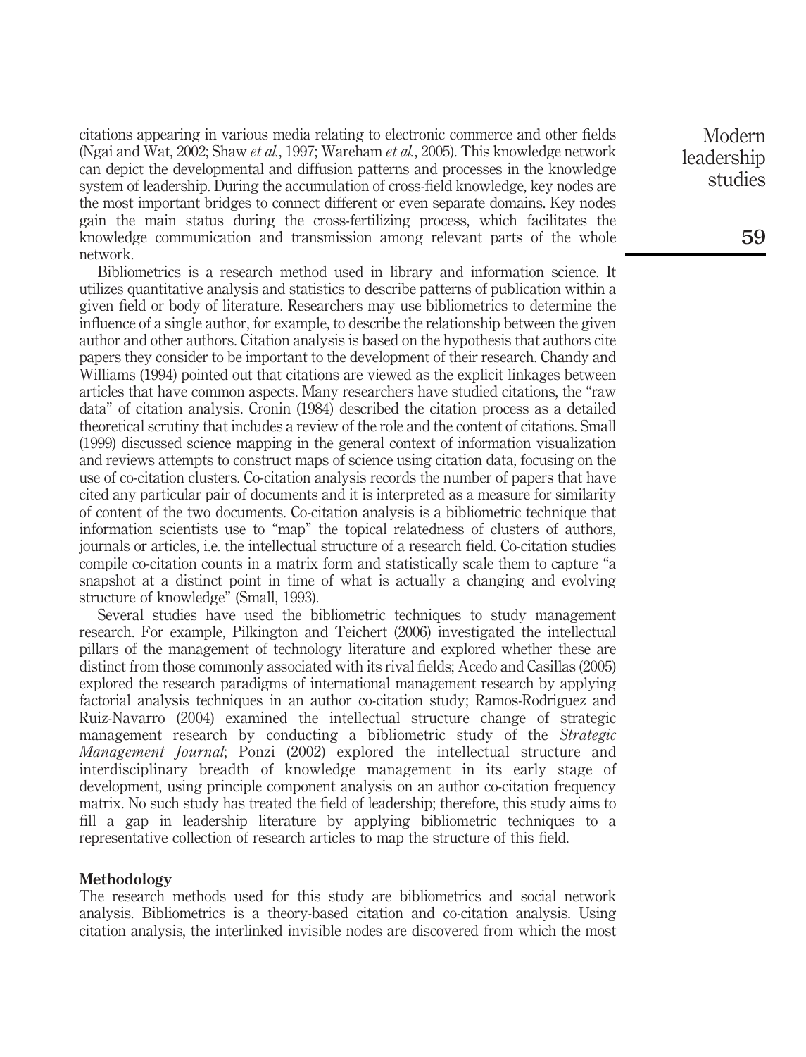citations appearing in various media relating to electronic commerce and other fields (Ngai and Wat, 2002; Shaw *et al.*, 1997; Wareham *et al.*, 2005). This knowledge network can depict the developmental and diffusion patterns and processes in the knowledge system of leadership. During the accumulation of cross-field knowledge, key nodes are the most important bridges to connect different or even separate domains. Key nodes gain the main status during the cross-fertilizing process, which facilitates the knowledge communication and transmission among relevant parts of the whole network.

Bibliometrics is a research method used in library and information science. It utilizes quantitative analysis and statistics to describe patterns of publication within a given field or body of literature. Researchers may use bibliometrics to determine the influence of a single author, for example, to describe the relationship between the given author and other authors. Citation analysis is based on the hypothesis that authors cite papers they consider to be important to the development of their research. Chandy and Williams (1994) pointed out that citations are viewed as the explicit linkages between articles that have common aspects. Many researchers have studied citations, the "raw data" of citation analysis. Cronin (1984) described the citation process as a detailed theoretical scrutiny that includes a review of the role and the content of citations. Small (1999) discussed science mapping in the general context of information visualization and reviews attempts to construct maps of science using citation data, focusing on the use of co-citation clusters. Co-citation analysis records the number of papers that have cited any particular pair of documents and it is interpreted as a measure for similarity of content of the two documents. Co-citation analysis is a bibliometric technique that information scientists use to "map" the topical relatedness of clusters of authors, journals or articles, i.e. the intellectual structure of a research field. Co-citation studies compile co-citation counts in a matrix form and statistically scale them to capture "a snapshot at a distinct point in time of what is actually a changing and evolving structure of knowledge" (Small, 1993).

Several studies have used the bibliometric techniques to study management research. For example, Pilkington and Teichert (2006) investigated the intellectual pillars of the management of technology literature and explored whether these are distinct from those commonly associated with its rival fields; Acedo and Casillas (2005) explored the research paradigms of international management research by applying factorial analysis techniques in an author co-citation study; Ramos-Rodriguez and Ruiz-Navarro (2004) examined the intellectual structure change of strategic management research by conducting a bibliometric study of the *Strategic Management Journal*; Ponzi (2002) explored the intellectual structure and interdisciplinary breadth of knowledge management in its early stage of development, using principle component analysis on an author co-citation frequency matrix. No such study has treated the field of leadership; therefore, this study aims to fill a gap in leadership literature by applying bibliometric techniques to a representative collection of research articles to map the structure of this field.

## Methodology

The research methods used for this study are bibliometrics and social network analysis. Bibliometrics is a theory-based citation and co-citation analysis. Using citation analysis, the interlinked invisible nodes are discovered from which the most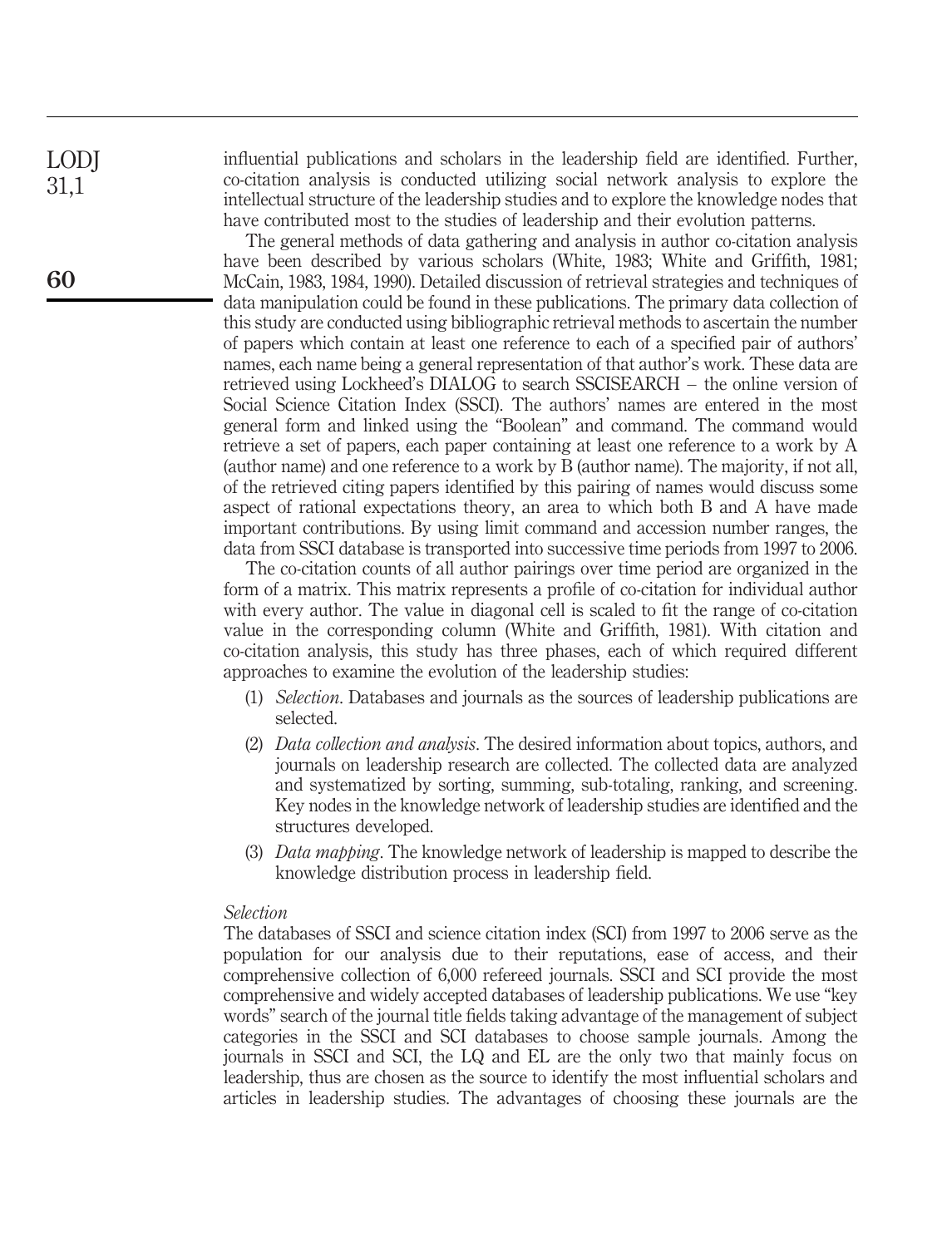influential publications and scholars in the leadership field are identified. Further, co-citation analysis is conducted utilizing social network analysis to explore the intellectual structure of the leadership studies and to explore the knowledge nodes that have contributed most to the studies of leadership and their evolution patterns.

The general methods of data gathering and analysis in author co-citation analysis have been described by various scholars (White, 1983; White and Griffith, 1981; McCain, 1983, 1984, 1990). Detailed discussion of retrieval strategies and techniques of data manipulation could be found in these publications. The primary data collection of this study are conducted using bibliographic retrieval methods to ascertain the number of papers which contain at least one reference to each of a specified pair of authors' names, each name being a general representation of that author's work. These data are retrieved using Lockheed's DIALOG to search SSCISEARCH – the online version of Social Science Citation Index (SSCI). The authors' names are entered in the most general form and linked using the "Boolean" and command. The command would retrieve a set of papers, each paper containing at least one reference to a work by A (author name) and one reference to a work by B (author name). The majority, if not all, of the retrieved citing papers identified by this pairing of names would discuss some aspect of rational expectations theory, an area to which both B and A have made important contributions. By using limit command and accession number ranges, the data from SSCI database is transported into successive time periods from 1997 to 2006.

The co-citation counts of all author pairings over time period are organized in the form of a matrix. This matrix represents a profile of co-citation for individual author with every author. The value in diagonal cell is scaled to fit the range of co-citation value in the corresponding column (White and Griffith, 1981). With citation and co-citation analysis, this study has three phases, each of which required different approaches to examine the evolution of the leadership studies:

1. *Selection*. Databases and journals as the sources of leadership publications are selected.
2. *Data collection and analysis*. The desired information about topics, authors, and journals on leadership research are collected. The collected data are analyzed and systematized by sorting, summing, sub-totaling, ranking, and screening. Key nodes in the knowledge network of leadership studies are identified and the structures developed.
3. *Data mapping*. The knowledge network of leadership is mapped to describe the knowledge distribution process in leadership field.

### *Selection*

The databases of SSCI and science citation index (SCI) from 1997 to 2006 serve as the population for our analysis due to their reputations, ease of access, and their comprehensive collection of 6,000 refereed journals. SSCI and SCI provide the most comprehensive and widely accepted databases of leadership publications. We use "key words" search of the journal title fields taking advantage of the management of subject categories in the SSCI and SCI databases to choose sample journals. Among the journals in SSCI and SCI, the LQ and EL are the only two that mainly focus on leadership, thus are chosen as the source to identify the most influential scholars and articles in leadership studies. The advantages of choosing these journals are the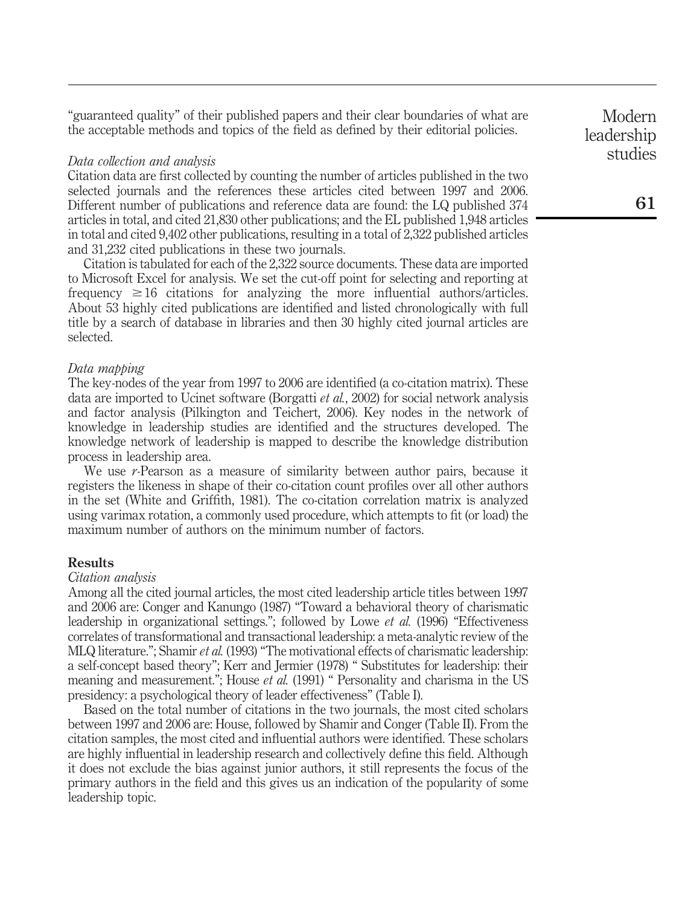"guaranteed quality" of their published papers and their clear boundaries of what are the acceptable methods and topics of the field as defined by their editorial policies.

*Data collection and analysis*

Citation data are first collected by counting the number of articles published in the two selected journals and the references these articles cited between 1997 and 2006. Different number of publications and reference data are found: the LQ published 374 articles in total, and cited 21,830 other publications; and the EL published 1,948 articles in total and cited 9,402 other publications, resulting in a total of 2,322 published articles and 31,232 cited publications in these two journals.

Citation is tabulated for each of the 2,322 source documents. These data are imported to Microsoft Excel for analysis. We set the cut-off point for selecting and reporting at frequency $\geq 16$ citations for analyzing the more influential authors/articles. About 53 highly cited publications are identified and listed chronologically with full title by a search of database in libraries and then 30 highly cited journal articles are selected.

*Data mapping*

The key-nodes of the year from 1997 to 2006 are identified (a co-citation matrix). These data are imported to Ucinet software (Borgatti *et al.*, 2002) for social network analysis and factor analysis (Pilkington and Teichert, 2006). Key nodes in the network of knowledge in leadership studies are identified and the structures developed. The knowledge network of leadership is mapped to describe the knowledge distribution process in leadership area.

We use *r*-Pearson as a measure of similarity between author pairs, because it registers the likeness in shape of their co-citation count profiles over all other authors in the set (White and Griffith, 1981). The co-citation correlation matrix is analyzed using varimax rotation, a commonly used procedure, which attempts to fit (or load) the maximum number of authors on the minimum number of factors.

## Results

*Citation analysis*

Among all the cited journal articles, the most cited leadership article titles between 1997 and 2006 are: Conger and Kanungo (1987) "Toward a behavioral theory of charismatic leadership in organizational settings."; followed by Lowe *et al.* (1996) "Effectiveness correlates of transformational and transactional leadership: a meta-analytic review of the MLQ literature."; Shamir *et al.* (1993) "The motivational effects of charismatic leadership: a self-concept based theory"; Kerr and Jermier (1978) " Substitutes for leadership: their meaning and measurement."; House *et al.* (1991) " Personality and charisma in the US presidency: a psychological theory of leader effectiveness" (Table I).

Based on the total number of citations in the two journals, the most cited scholars between 1997 and 2006 are: House, followed by Shamir and Conger (Table II). From the citation samples, the most cited and influential authors were identified. These scholars are highly influential in leadership research and collectively define this field. Although it does not exclude the bias against junior authors, it still represents the focus of the primary authors in the field and this gives us an indication of the popularity of some leadership topic.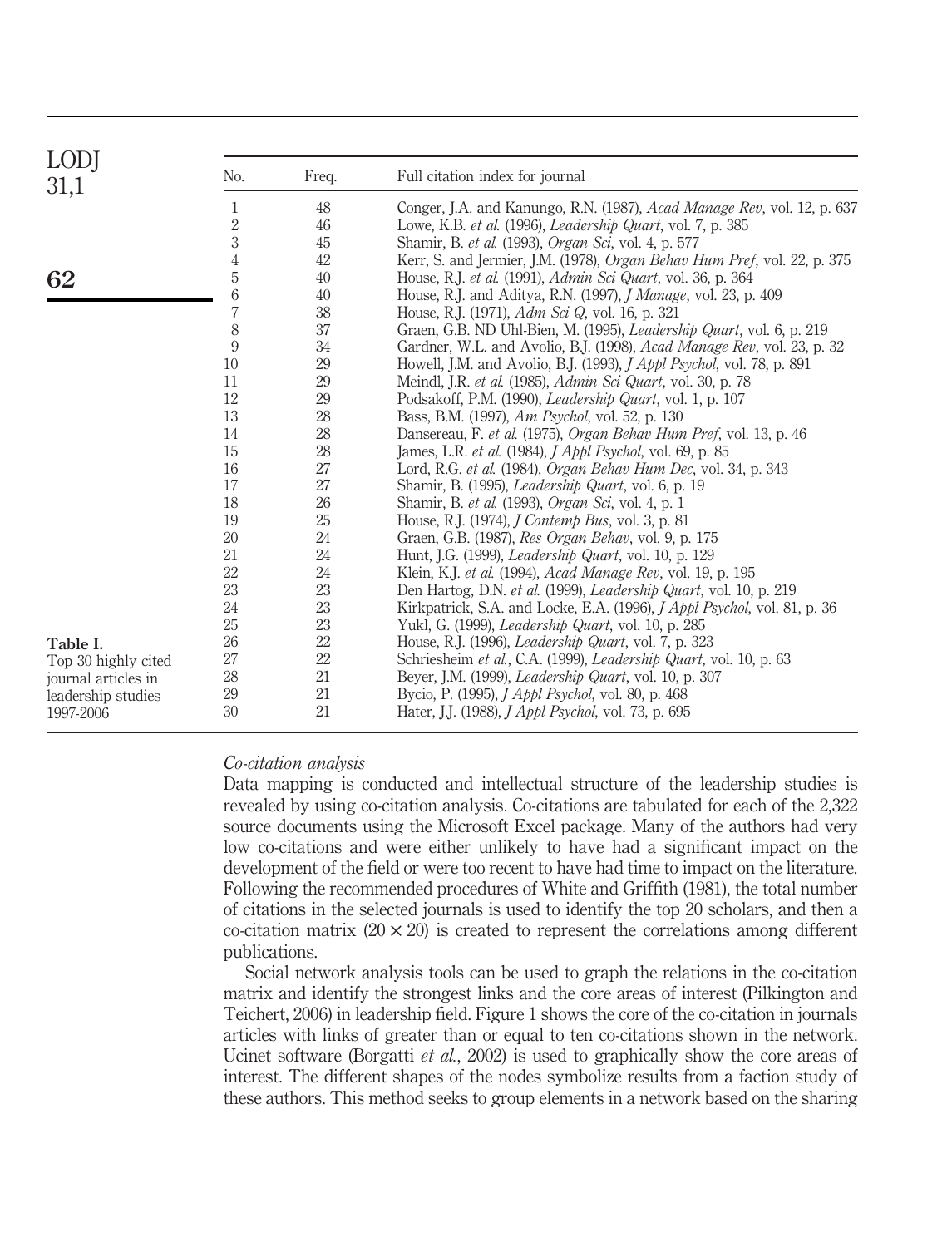**Table I.** Top 30 highly cited journal articles in leadership studies 1997-2006

| No. | Freq. | Full citation index for journal |
|---|---|---|
| 1 | 48 | Conger, J.A. and Kanungo, R.N. (1987), *Acad Manage Rev*, vol. 12, p. 637 |
| 2 | 46 | Lowe, K.B. *et al.* (1996), *Leadership Quart*, vol. 7, p. 385 |
| 3 | 45 | Shamir, B. *et al.* (1993), *Organ Sci*, vol. 4, p. 577 |
| 4 | 42 | Kerr, S. and Jermier, J.M. (1978), *Organ Behav Hum Pref*, vol. 22, p. 375 |
| 5 | 40 | House, R.J. *et al.* (1991), *Admin Sci Quart*, vol. 36, p. 364 |
| 6 | 40 | House, R.J. and Aditya, R.N. (1997), *J Manage*, vol. 23, p. 409 |
| 7 | 38 | House, R.J. (1971), *Adm Sci Q*, vol. 16, p. 321 |
| 8 | 37 | Graen, G.B. ND Uhl-Bien, M. (1995), *Leadership Quart*, vol. 6, p. 219 |
| 9 | 34 | Gardner, W.L. and Avolio, B.J. (1998), *Acad Manage Rev*, vol. 23, p. 32 |
| 10 | 29 | Howell, J.M. and Avolio, B.J. (1993), *J Appl Psychol*, vol. 78, p. 891 |
| 11 | 29 | Meindl, J.R. *et al.* (1985), *Admin Sci Quart*, vol. 30, p. 78 |
| 12 | 29 | Podsakoff, P.M. (1990), *Leadership Quart*, vol. 1, p. 107 |
| 13 | 28 | Bass, B.M. (1997), *Am Psychol*, vol. 52, p. 130 |
| 14 | 28 | Dansereau, F. *et al.* (1975), *Organ Behav Hum Pref*, vol. 13, p. 46 |
| 15 | 28 | James, L.R. *et al.* (1984), *J Appl Psychol*, vol. 69, p. 85 |
| 16 | 27 | Lord, R.G. *et al.* (1984), *Organ Behav Hum Dec*, vol. 34, p. 343 |
| 17 | 27 | Shamir, B. (1995), *Leadership Quart*, vol. 6, p. 19 |
| 18 | 26 | Shamir, B. *et al.* (1993), *Organ Sci*, vol. 4, p. 1 |
| 19 | 25 | House, R.J. (1974), *J Contemp Bus*, vol. 3, p. 81 |
| 20 | 24 | Graen, G.B. (1987), *Res Organ Behav*, vol. 9, p. 175 |
| 21 | 24 | Hunt, J.G. (1999), *Leadership Quart*, vol. 10, p. 129 |
| 22 | 24 | Klein, K.J. *et al.* (1994), *Acad Manage Rev*, vol. 19, p. 195 |
| 23 | 23 | Den Hartog, D.N. *et al.* (1999), *Leadership Quart*, vol. 10, p. 219 |
| 24 | 23 | Kirkpatrick, S.A. and Locke, E.A. (1996), *J Appl Psychol*, vol. 81, p. 36 |
| 25 | 23 | Yukl, G. (1999), *Leadership Quart*, vol. 10, p. 285 |
| 26 | 22 | House, R.J. (1996), *Leadership Quart*, vol. 7, p. 323 |
| 27 | 22 | Schriesheim *et al.*, C.A. (1999), *Leadership Quart*, vol. 10, p. 63 |
| 28 | 21 | Beyer, J.M. (1999), *Leadership Quart*, vol. 10, p. 307 |
| 29 | 21 | Bycio, P. (1995), *J Appl Psychol*, vol. 80, p. 468 |
| 30 | 21 | Hater, J.J. (1988), *J Appl Psychol*, vol. 73, p. 695 |

*Co-citation analysis*

Data mapping is conducted and intellectual structure of the leadership studies is revealed by using co-citation analysis. Co-citations are tabulated for each of the 2,322 source documents using the Microsoft Excel package. Many of the authors had very low co-citations and were either unlikely to have had a significant impact on the development of the field or were too recent to have had time to impact on the literature. Following the recommended procedures of White and Griffith (1981), the total number of citations in the selected journals is used to identify the top 20 scholars, and then a co-citation matrix ($20 \times 20$) is created to represent the correlations among different publications.

Social network analysis tools can be used to graph the relations in the co-citation matrix and identify the strongest links and the core areas of interest (Pilkington and Teichert, 2006) in leadership field. Figure 1 shows the core of the co-citation in journals articles with links of greater than or equal to ten co-citations shown in the network. Ucinet software (Borgatti *et al.*, 2002) is used to graphically show the core areas of interest. The different shapes of the nodes symbolize results from a faction study of these authors. This method seeks to group elements in a network based on the sharing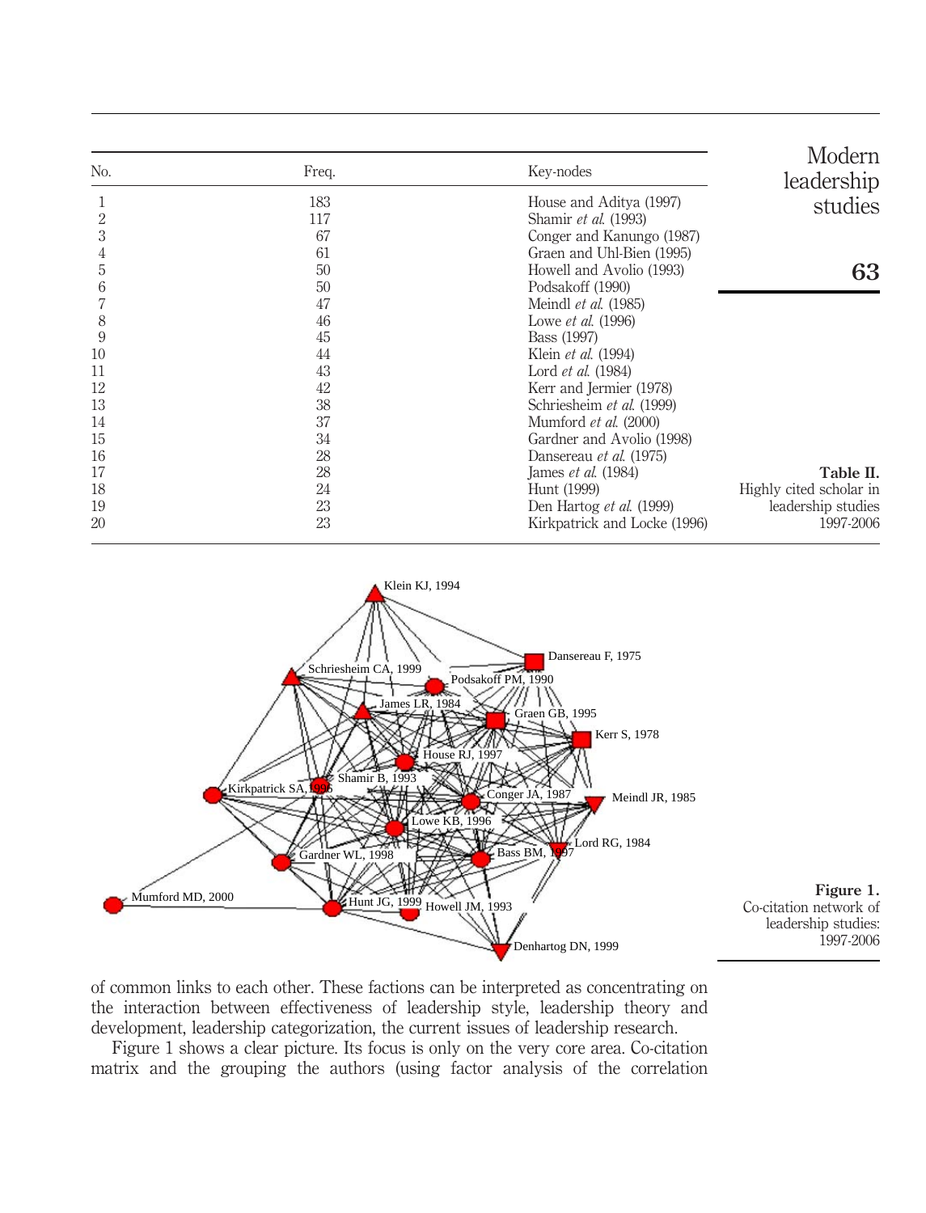| No. | Freq. | Key-nodes |
|---|---|---|
| 1 | 183 | House and Aditya (1997) |
| 2 | 117 | Shamir *et al.* (1993) |
| 3 | 67 | Conger and Kanungo (1987) |
| 4 | 61 | Graen and Uhl-Bien (1995) |
| 5 | 50 | Howell and Avolio (1993) |
| 6 | 50 | Podsakoff (1990) |
| 7 | 47 | Meindl *et al.* (1985) |
| 8 | 46 | Lowe *et al.* (1996) |
| 9 | 45 | Bass (1997) |
| 10 | 44 | Klein *et al.* (1994) |
| 11 | 43 | Lord *et al.* (1984) |
| 12 | 42 | Kerr and Jermier (1978) |
| 13 | 38 | Schriesheim *et al.* (1999) |
| 14 | 37 | Mumford *et al.* (2000) |
| 15 | 34 | Gardner and Avolio (1998) |
| 16 | 28 | Dansereau *et al.* (1975) |
| 17 | 28 | James *et al.* (1984) |
| 18 | 24 | Hunt (1999) |
| 19 | 23 | Den Hartog *et al.* (1999) |
| 20 | 23 | Kirkpatrick and Locke (1996) |

**Table II.** Highly cited scholar in leadership studies 1997-2006

**Figure 1.** Co-citation network of leadership studies: 1997-2006

of common links to each other. These factions can be interpreted as concentrating on the interaction between effectiveness of leadership style, leadership theory and development, leadership categorization, the current issues of leadership research.

Figure 1 shows a clear picture. Its focus is only on the very core area. Co-citation matrix and the grouping the authors (using factor analysis of the correlation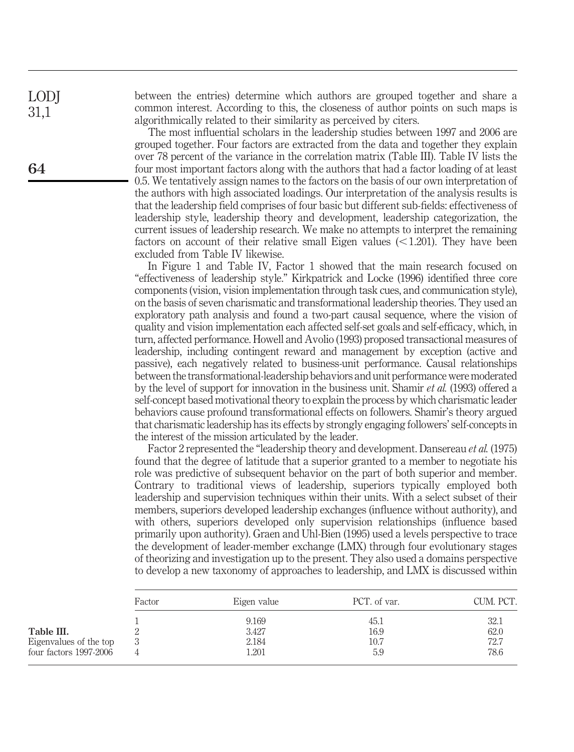between the entries) determine which authors are grouped together and share a common interest. According to this, the closeness of author points on such maps is algorithmically related to their similarity as perceived by citers.

The most influential scholars in the leadership studies between 1997 and 2006 are grouped together. Four factors are extracted from the data and together they explain over 78 percent of the variance in the correlation matrix (Table III). Table IV lists the four most important factors along with the authors that had a factor loading of at least 0.5. We tentatively assign names to the factors on the basis of our own interpretation of the authors with high associated loadings. Our interpretation of the analysis results is that the leadership field comprises of four basic but different sub-fields: effectiveness of leadership style, leadership theory and development, leadership categorization, the current issues of leadership research. We make no attempts to interpret the remaining factors on account of their relative small Eigen values (<1.201). They have been excluded from Table IV likewise.

In Figure 1 and Table IV, Factor 1 showed that the main research focused on "effectiveness of leadership style." Kirkpatrick and Locke (1996) identified three core components (vision, vision implementation through task cues, and communication style), on the basis of seven charismatic and transformational leadership theories. They used an exploratory path analysis and found a two-part causal sequence, where the vision of quality and vision implementation each affected self-set goals and self-efficacy, which, in turn, affected performance. Howell and Avolio (1993) proposed transactional measures of leadership, including contingent reward and management by exception (active and passive), each negatively related to business-unit performance. Causal relationships between the transformational-leadership behaviors and unit performance were moderated by the level of support for innovation in the business unit. Shamir *et al.* (1993) offered a self-concept based motivational theory to explain the process by which charismatic leader behaviors cause profound transformational effects on followers. Shamir's theory argued that charismatic leadership has its effects by strongly engaging followers' self-concepts in the interest of the mission articulated by the leader.

Factor 2 represented the "leadership theory and development. Dansereau *et al.* (1975) found that the degree of latitude that a superior granted to a member to negotiate his role was predictive of subsequent behavior on the part of both superior and member. Contrary to traditional views of leadership, superiors typically employed both leadership and supervision techniques within their units. With a select subset of their members, superiors developed leadership exchanges (influence without authority), and with others, superiors developed only supervision relationships (influence based primarily upon authority). Graen and Uhl-Bien (1995) used a levels perspective to trace the development of leader-member exchange (LMX) through four evolutionary stages of theorizing and investigation up to the present. They also used a domains perspective to develop a new taxonomy of approaches to leadership, and LMX is discussed within

**Table III.** Eigenvalues of the top four factors 1997-2006

| Factor | Eigen value | PCT. of var. | CUM. PCT. |
|---|---|---|---|
| 1 | 9.169 | 45.1 | 32.1 |
| 2 | 3.427 | 16.9 | 62.0 |
| 3 | 2.184 | 10.7 | 72.7 |
| 4 | 1.201 | 5.9 | 78.6 |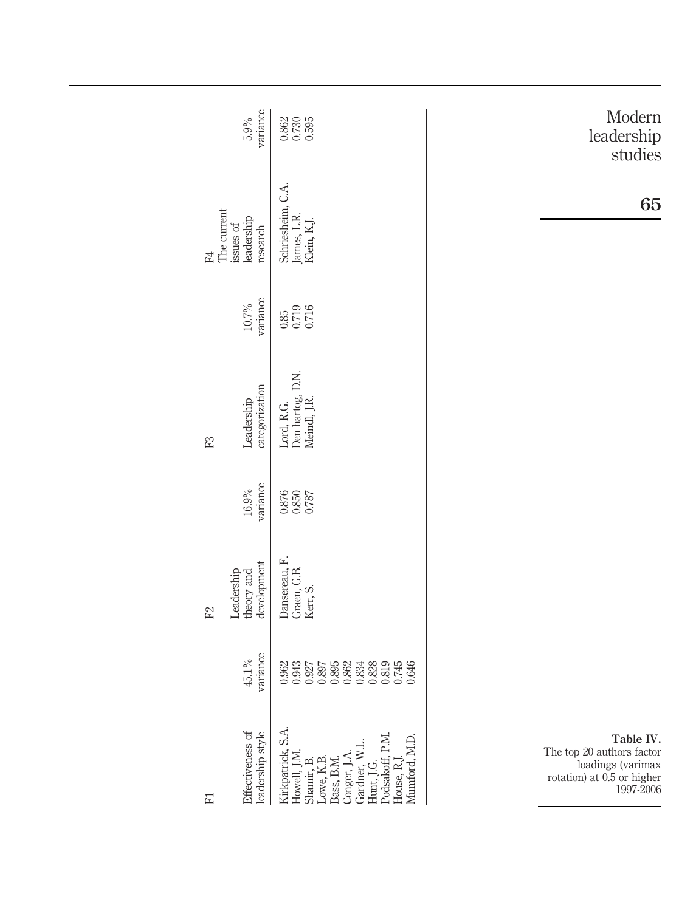**Table IV.** The top 20 authors factor loadings (varimax rotation) at 0.5 or higher 1997-2006

| F1 | | F2 | | F3 | | F4 | |
|---|---|---|---|---|---|---|---|
| Effectiveness of leadership style | 45.1% variance | Leadership theory and development | 16.9% variance | Leadership categorization | 10.7% variance | The current issues of leadership research | 5.9% variance |
| Kirkpatrick, S.A. | 0.962 | Dansereau, F. | 0.876 | Lord, R.G. | 0.85 | Schriesheim, C.A. | 0.862 |
| Howell, J.M. | 0.943 | Graen, G.B. | 0.850 | Den hartog, D.N. | 0.719 | James, L.R. | 0.730 |
| Shamir, B. | 0.927 | Kerr, S. | 0.787 | Meindl, J.R. | 0.716 | Klein, K.J. | 0.595 |
| Lowe, K.B. | 0.897 | | | | | | |
| Bass, B.M. | 0.895 | | | | | | |
| Conger, J.A. | 0.862 | | | | | | |
| Gardner, W.L. | 0.834 | | | | | | |
| Hunt, J.G. | 0.828 | | | | | | |
| Podsakoff, P.M. | 0.819 | | | | | | |
| House, R.J. | 0.745 | | | | | | |
| Mumford, M.D. | 0.646 | | | | | | |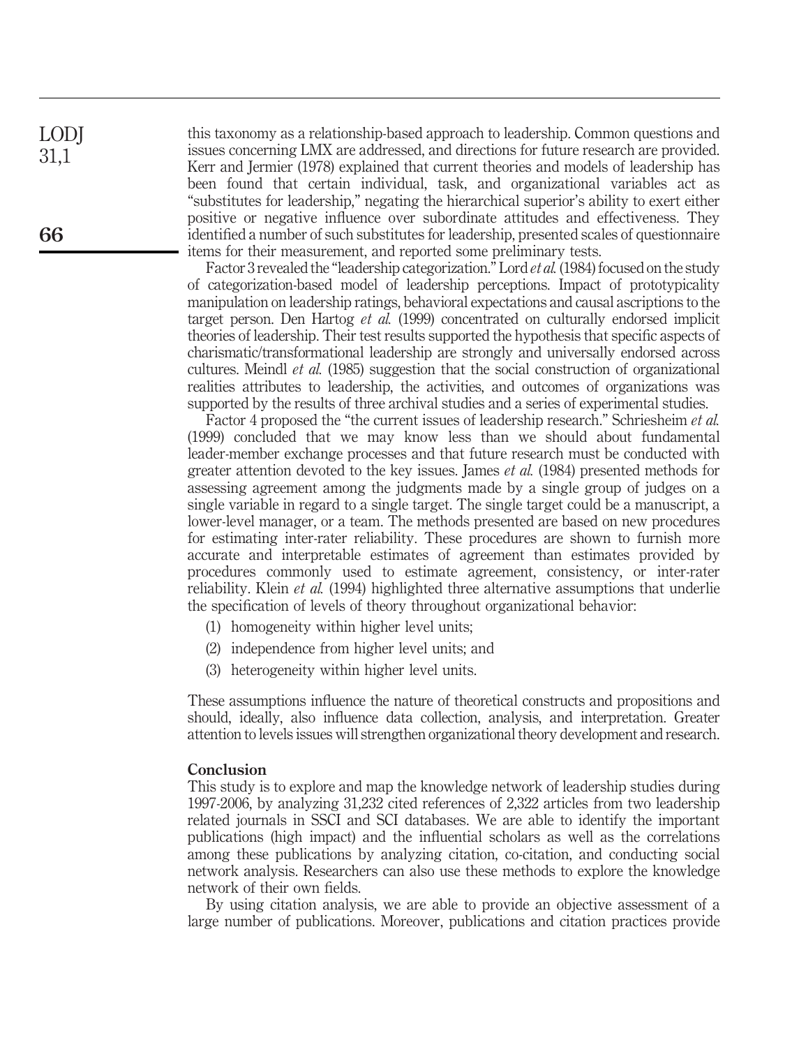this taxonomy as a relationship-based approach to leadership. Common questions and issues concerning LMX are addressed, and directions for future research are provided. Kerr and Jermier (1978) explained that current theories and models of leadership has been found that certain individual, task, and organizational variables act as "substitutes for leadership," negating the hierarchical superior's ability to exert either positive or negative influence over subordinate attitudes and effectiveness. They identified a number of such substitutes for leadership, presented scales of questionnaire items for their measurement, and reported some preliminary tests.

Factor 3 revealed the "leadership categorization." Lord *et al.* (1984) focused on the study of categorization-based model of leadership perceptions. Impact of prototypicality manipulation on leadership ratings, behavioral expectations and causal ascriptions to the target person. Den Hartog *et al.* (1999) concentrated on culturally endorsed implicit theories of leadership. Their test results supported the hypothesis that specific aspects of charismatic/transformational leadership are strongly and universally endorsed across cultures. Meindl *et al.* (1985) suggestion that the social construction of organizational realities attributes to leadership, the activities, and outcomes of organizations was supported by the results of three archival studies and a series of experimental studies.

Factor 4 proposed the "the current issues of leadership research." Schriesheim *et al.* (1999) concluded that we may know less than we should about fundamental leader-member exchange processes and that future research must be conducted with greater attention devoted to the key issues. James *et al.* (1984) presented methods for assessing agreement among the judgments made by a single group of judges on a single variable in regard to a single target. The single target could be a manuscript, a lower-level manager, or a team. The methods presented are based on new procedures for estimating inter-rater reliability. These procedures are shown to furnish more accurate and interpretable estimates of agreement than estimates provided by procedures commonly used to estimate agreement, consistency, or inter-rater reliability. Klein *et al.* (1994) highlighted three alternative assumptions that underlie the specification of levels of theory throughout organizational behavior:

1. homogeneity within higher level units;
2. independence from higher level units; and
3. heterogeneity within higher level units.

These assumptions influence the nature of theoretical constructs and propositions and should, ideally, also influence data collection, analysis, and interpretation. Greater attention to levels issues will strengthen organizational theory development and research.

## Conclusion

This study is to explore and map the knowledge network of leadership studies during 1997-2006, by analyzing 31,232 cited references of 2,322 articles from two leadership related journals in SSCI and SCI databases. We are able to identify the important publications (high impact) and the influential scholars as well as the correlations among these publications by analyzing citation, co-citation, and conducting social network analysis. Researchers can also use these methods to explore the knowledge network of their own fields.

By using citation analysis, we are able to provide an objective assessment of a large number of publications. Moreover, publications and citation practices provide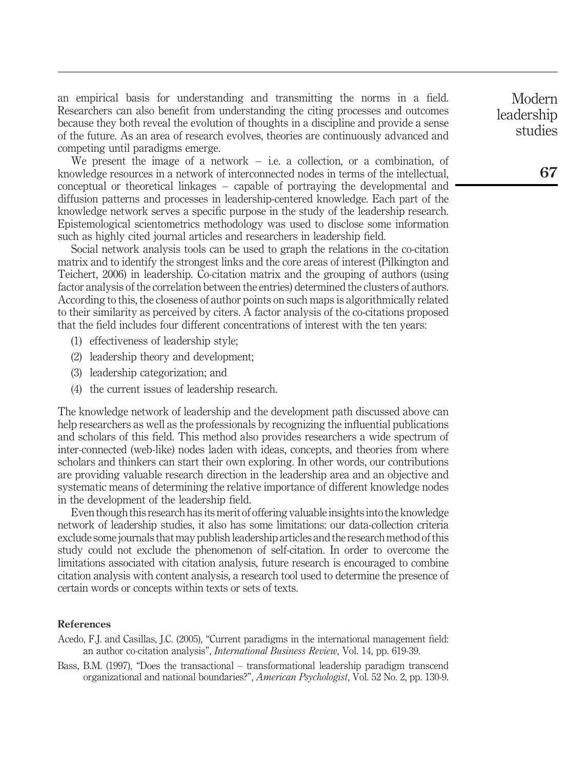an empirical basis for understanding and transmitting the norms in a field. Researchers can also benefit from understanding the citing processes and outcomes because they both reveal the evolution of thoughts in a discipline and provide a sense of the future. As an area of research evolves, theories are continuously advanced and competing until paradigms emerge.

We present the image of a network – i.e. a collection, or a combination, of knowledge resources in a network of interconnected nodes in terms of the intellectual, conceptual or theoretical linkages – capable of portraying the developmental and diffusion patterns and processes in leadership-centered knowledge. Each part of the knowledge network serves a specific purpose in the study of the leadership research. Epistemological scientometrics methodology was used to disclose some information such as highly cited journal articles and researchers in leadership field.

Social network analysis tools can be used to graph the relations in the co-citation matrix and to identify the strongest links and the core areas of interest (Pilkington and Teichert, 2006) in leadership. Co-citation matrix and the grouping of authors (using factor analysis of the correlation between the entries) determined the clusters of authors. According to this, the closeness of author points on such maps is algorithmically related to their similarity as perceived by citers. A factor analysis of the co-citations proposed that the field includes four different concentrations of interest with the ten years:

(1) effectiveness of leadership style;

(2) leadership theory and development;

(3) leadership categorization; and

(4) the current issues of leadership research.

The knowledge network of leadership and the development path discussed above can help researchers as well as the professionals by recognizing the influential publications and scholars of this field. This method also provides researchers a wide spectrum of inter-connected (web-like) nodes laden with ideas, concepts, and theories from where scholars and thinkers can start their own exploring. In other words, our contributions are providing valuable research direction in the leadership area and an objective and systematic means of determining the relative importance of different knowledge nodes in the development of the leadership field.

Even though this research has its merit of offering valuable insights into the knowledge network of leadership studies, it also has some limitations: our data-collection criteria exclude some journals that may publish leadership articles and the research method of this study could not exclude the phenomenon of self-citation. In order to overcome the limitations associated with citation analysis, future research is encouraged to combine citation analysis with content analysis, a research tool used to determine the presence of certain words or concepts within texts or sets of texts.

## References

Acedo, F.J. and Casillas, J.C. (2005), "Current paradigms in the international management field: an author co-citation analysis", *International Business Review*, Vol. 14, pp. 619-39.

Bass, B.M. (1997), "Does the transactional – transformational leadership paradigm transcend organizational and national boundaries?", *American Psychologist*, Vol. 52 No. 2, pp. 130-9.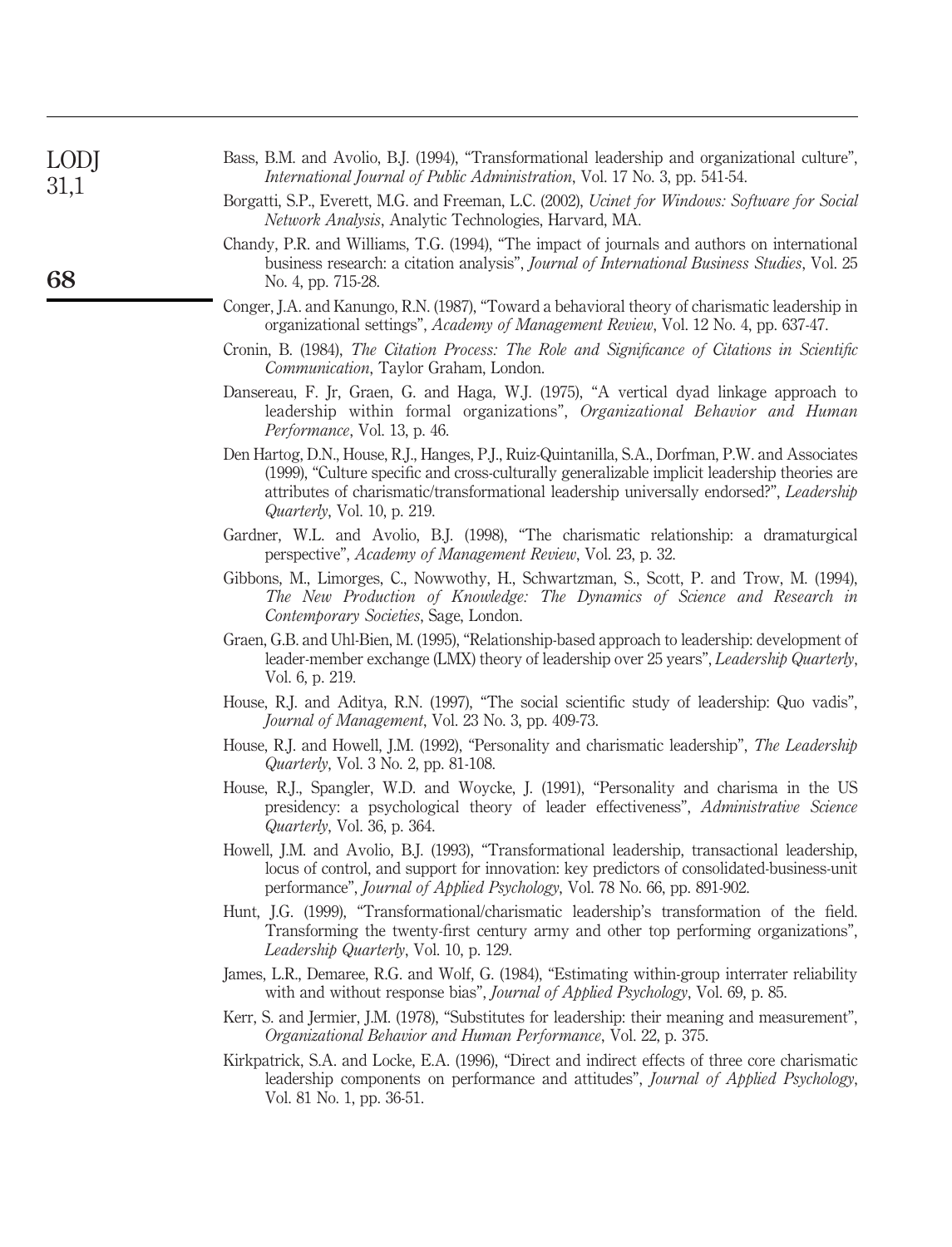Bass, B.M. and Avolio, B.J. (1994), "Transformational leadership and organizational culture", *International Journal of Public Administration*, Vol. 17 No. 3, pp. 541-54.

Borgatti, S.P., Everett, M.G. and Freeman, L.C. (2002), *Ucinet for Windows: Software for Social Network Analysis*, Analytic Technologies, Harvard, MA.

Chandy, P.R. and Williams, T.G. (1994), "The impact of journals and authors on international business research: a citation analysis", *Journal of International Business Studies*, Vol. 25 No. 4, pp. 715-28.

Conger, J.A. and Kanungo, R.N. (1987), "Toward a behavioral theory of charismatic leadership in organizational settings", *Academy of Management Review*, Vol. 12 No. 4, pp. 637-47.

Cronin, B. (1984), *The Citation Process: The Role and Significance of Citations in Scientific Communication*, Taylor Graham, London.

Dansereau, F. Jr, Graen, G. and Haga, W.J. (1975), "A vertical dyad linkage approach to leadership within formal organizations", *Organizational Behavior and Human Performance*, Vol. 13, p. 46.

Den Hartog, D.N., House, R.J., Hanges, P.J., Ruiz-Quintanilla, S.A., Dorfman, P.W. and Associates (1999), "Culture specific and cross-culturally generalizable implicit leadership theories are attributes of charismatic/transformational leadership universally endorsed?", *Leadership Quarterly*, Vol. 10, p. 219.

Gardner, W.L. and Avolio, B.J. (1998), "The charismatic relationship: a dramaturgical perspective", *Academy of Management Review*, Vol. 23, p. 32.

Gibbons, M., Limorges, C., Nowwothy, H., Schwartzman, S., Scott, P. and Trow, M. (1994), *The New Production of Knowledge: The Dynamics of Science and Research in Contemporary Societies*, Sage, London.

Graen, G.B. and Uhl-Bien, M. (1995), "Relationship-based approach to leadership: development of leader-member exchange (LMX) theory of leadership over 25 years", *Leadership Quarterly*, Vol. 6, p. 219.

House, R.J. and Aditya, R.N. (1997), "The social scientific study of leadership: Quo vadis", *Journal of Management*, Vol. 23 No. 3, pp. 409-73.

House, R.J. and Howell, J.M. (1992), "Personality and charismatic leadership", *The Leadership Quarterly*, Vol. 3 No. 2, pp. 81-108.

House, R.J., Spangler, W.D. and Woycke, J. (1991), "Personality and charisma in the US presidency: a psychological theory of leader effectiveness", *Administrative Science Quarterly*, Vol. 36, p. 364.

Howell, J.M. and Avolio, B.J. (1993), "Transformational leadership, transactional leadership, locus of control, and support for innovation: key predictors of consolidated-business-unit performance", *Journal of Applied Psychology*, Vol. 78 No. 66, pp. 891-902.

Hunt, J.G. (1999), "Transformational/charismatic leadership's transformation of the field. Transforming the twenty-first century army and other top performing organizations", *Leadership Quarterly*, Vol. 10, p. 129.

James, L.R., Demaree, R.G. and Wolf, G. (1984), "Estimating within-group interrater reliability with and without response bias", *Journal of Applied Psychology*, Vol. 69, p. 85.

Kerr, S. and Jermier, J.M. (1978), "Substitutes for leadership: their meaning and measurement", *Organizational Behavior and Human Performance*, Vol. 22, p. 375.

Kirkpatrick, S.A. and Locke, E.A. (1996), "Direct and indirect effects of three core charismatic leadership components on performance and attitudes", *Journal of Applied Psychology*, Vol. 81 No. 1, pp. 36-51.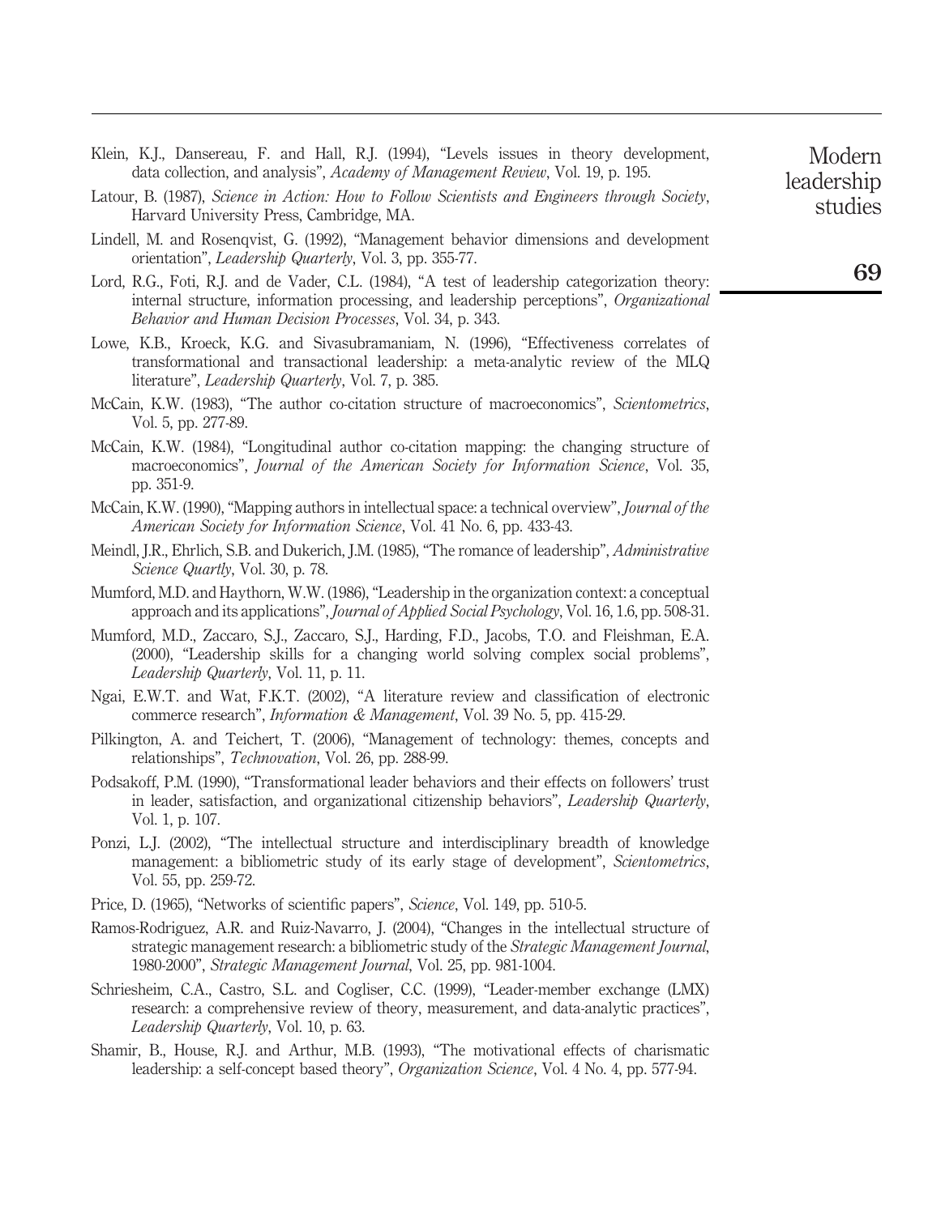Klein, K.J., Dansereau, F. and Hall, R.J. (1994), "Levels issues in theory development, data collection, and analysis", *Academy of Management Review*, Vol. 19, p. 195.

Latour, B. (1987), *Science in Action: How to Follow Scientists and Engineers through Society*, Harvard University Press, Cambridge, MA.

Lindell, M. and Rosenqvist, G. (1992), "Management behavior dimensions and development orientation", *Leadership Quarterly*, Vol. 3, pp. 355-77.

Lord, R.G., Foti, R.J. and de Vader, C.L. (1984), "A test of leadership categorization theory: internal structure, information processing, and leadership perceptions", *Organizational Behavior and Human Decision Processes*, Vol. 34, p. 343.

Lowe, K.B., Kroeck, K.G. and Sivasubramaniam, N. (1996), "Effectiveness correlates of transformational and transactional leadership: a meta-analytic review of the MLQ literature", *Leadership Quarterly*, Vol. 7, p. 385.

McCain, K.W. (1983), "The author co-citation structure of macroeconomics", *Scientometrics*, Vol. 5, pp. 277-89.

McCain, K.W. (1984), "Longitudinal author co-citation mapping: the changing structure of macroeconomics", *Journal of the American Society for Information Science*, Vol. 35, pp. 351-9.

McCain, K.W. (1990), "Mapping authors in intellectual space: a technical overview", *Journal of the American Society for Information Science*, Vol. 41 No. 6, pp. 433-43.

Meindl, J.R., Ehrlich, S.B. and Dukerich, J.M. (1985), "The romance of leadership", *Administrative Science Quartly*, Vol. 30, p. 78.

Mumford, M.D. and Haythorn, W.W. (1986), "Leadership in the organization context: a conceptual approach and its applications", *Journal of Applied Social Psychology*, Vol. 16, 1.6, pp. 508-31.

Mumford, M.D., Zaccaro, S.J., Zaccaro, S.J., Harding, F.D., Jacobs, T.O. and Fleishman, E.A. (2000), "Leadership skills for a changing world solving complex social problems", *Leadership Quarterly*, Vol. 11, p. 11.

Ngai, E.W.T. and Wat, F.K.T. (2002), "A literature review and classification of electronic commerce research", *Information & Management*, Vol. 39 No. 5, pp. 415-29.

Pilkington, A. and Teichert, T. (2006), "Management of technology: themes, concepts and relationships", *Technovation*, Vol. 26, pp. 288-99.

Podsakoff, P.M. (1990), "Transformational leader behaviors and their effects on followers' trust in leader, satisfaction, and organizational citizenship behaviors", *Leadership Quarterly*, Vol. 1, p. 107.

Ponzi, L.J. (2002), "The intellectual structure and interdisciplinary breadth of knowledge management: a bibliometric study of its early stage of development", *Scientometrics*, Vol. 55, pp. 259-72.

Price, D. (1965), "Networks of scientific papers", *Science*, Vol. 149, pp. 510-5.

Ramos-Rodriguez, A.R. and Ruiz-Navarro, J. (2004), "Changes in the intellectual structure of strategic management research: a bibliometric study of the *Strategic Management Journal*, 1980-2000", *Strategic Management Journal*, Vol. 25, pp. 981-1004.

Schriesheim, C.A., Castro, S.L. and Cogliser, C.C. (1999), "Leader-member exchange (LMX) research: a comprehensive review of theory, measurement, and data-analytic practices", *Leadership Quarterly*, Vol. 10, p. 63.

Shamir, B., House, R.J. and Arthur, M.B. (1993), "The motivational effects of charismatic leadership: a self-concept based theory", *Organization Science*, Vol. 4 No. 4, pp. 577-94.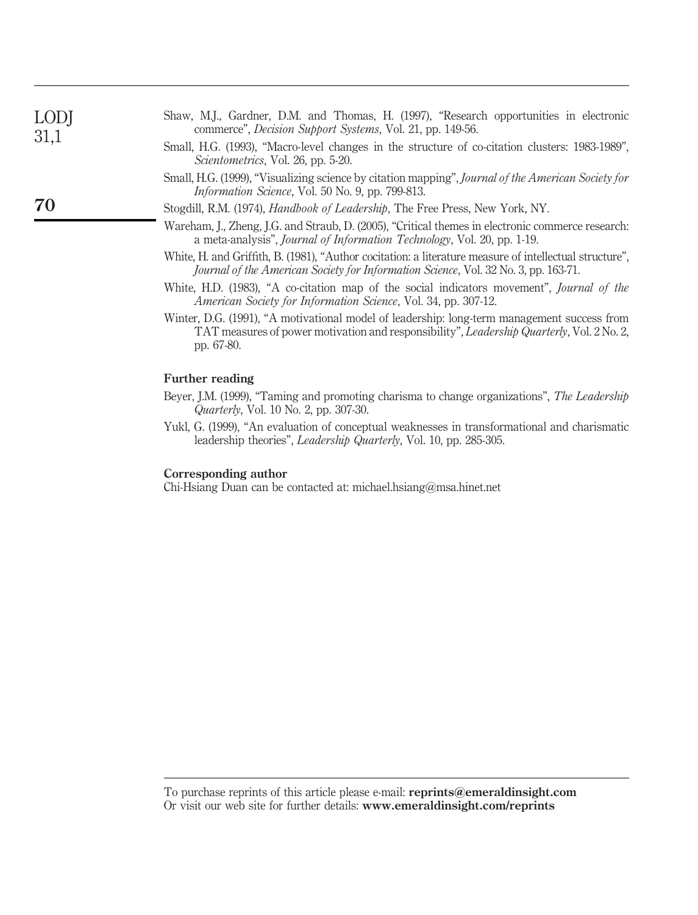Shaw, M.J., Gardner, D.M. and Thomas, H. (1997), "Research opportunities in electronic commerce", *Decision Support Systems*, Vol. 21, pp. 149-56.

Small, H.G. (1993), "Macro-level changes in the structure of co-citation clusters: 1983-1989", *Scientometrics*, Vol. 26, pp. 5-20.

Small, H.G. (1999), "Visualizing science by citation mapping", *Journal of the American Society for Information Science*, Vol. 50 No. 9, pp. 799-813.

Stogdill, R.M. (1974), *Handbook of Leadership*, The Free Press, New York, NY.

Wareham, J., Zheng, J.G. and Straub, D. (2005), "Critical themes in electronic commerce research: a meta-analysis", *Journal of Information Technology*, Vol. 20, pp. 1-19.

White, H. and Griffith, B. (1981), "Author cocitation: a literature measure of intellectual structure", *Journal of the American Society for Information Science*, Vol. 32 No. 3, pp. 163-71.

White, H.D. (1983), "A co-citation map of the social indicators movement", *Journal of the American Society for Information Science*, Vol. 34, pp. 307-12.

Winter, D.G. (1991), "A motivational model of leadership: long-term management success from TAT measures of power motivation and responsibility", *Leadership Quarterly*, Vol. 2 No. 2, pp. 67-80.

## Further reading

Beyer, J.M. (1999), "Taming and promoting charisma to change organizations", *The Leadership Quarterly*, Vol. 10 No. 2, pp. 307-30.

Yukl, G. (1999), "An evaluation of conceptual weaknesses in transformational and charismatic leadership theories", *Leadership Quarterly*, Vol. 10, pp. 285-305.

## Corresponding author

Chi-Hsiang Duan can be contacted at: michael.hsiang@msa.hinet.net

To purchase reprints of this article please e-mail: **reprints@emeraldinsight.com**
Or visit our web site for further details: **www.emeraldinsight.com/reprints**